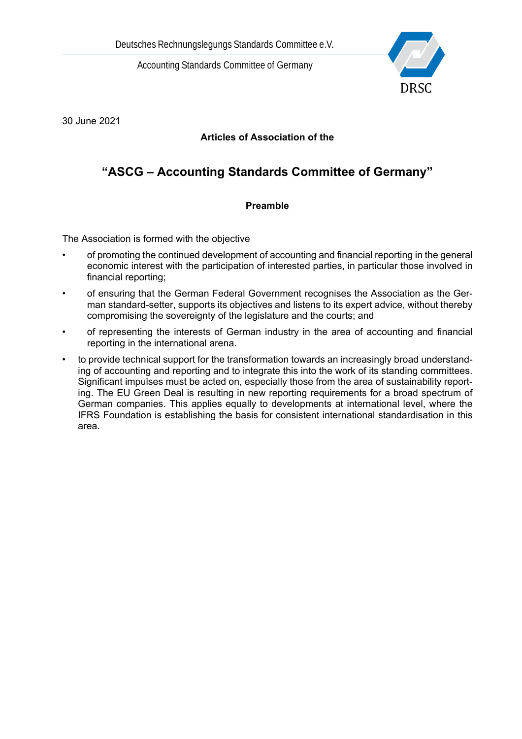Deutsches Rechnungslegungs Standards Committee e.V.

Accounting Standards Committee of Germany

DRSC

30 June 2021

**Articles of Association of the**

# "ASCG – Accounting Standards Committee of Germany"

## Preamble

The Association is formed with the objective

- of promoting the continued development of accounting and financial reporting in the general economic interest with the participation of interested parties, in particular those involved in financial reporting;
- of ensuring that the German Federal Government recognises the Association as the German standard-setter, supports its objectives and listens to its expert advice, without thereby compromising the sovereignty of the legislature and the courts; and
- of representing the interests of German industry in the area of accounting and financial reporting in the international arena.
- to provide technical support for the transformation towards an increasingly broad understanding of accounting and reporting and to integrate this into the work of its standing committees. Significant impulses must be acted on, especially those from the area of sustainability reporting. The EU Green Deal is resulting in new reporting requirements for a broad spectrum of German companies. This applies equally to developments at international level, where the IFRS Foundation is establishing the basis for consistent international standardisation in this area.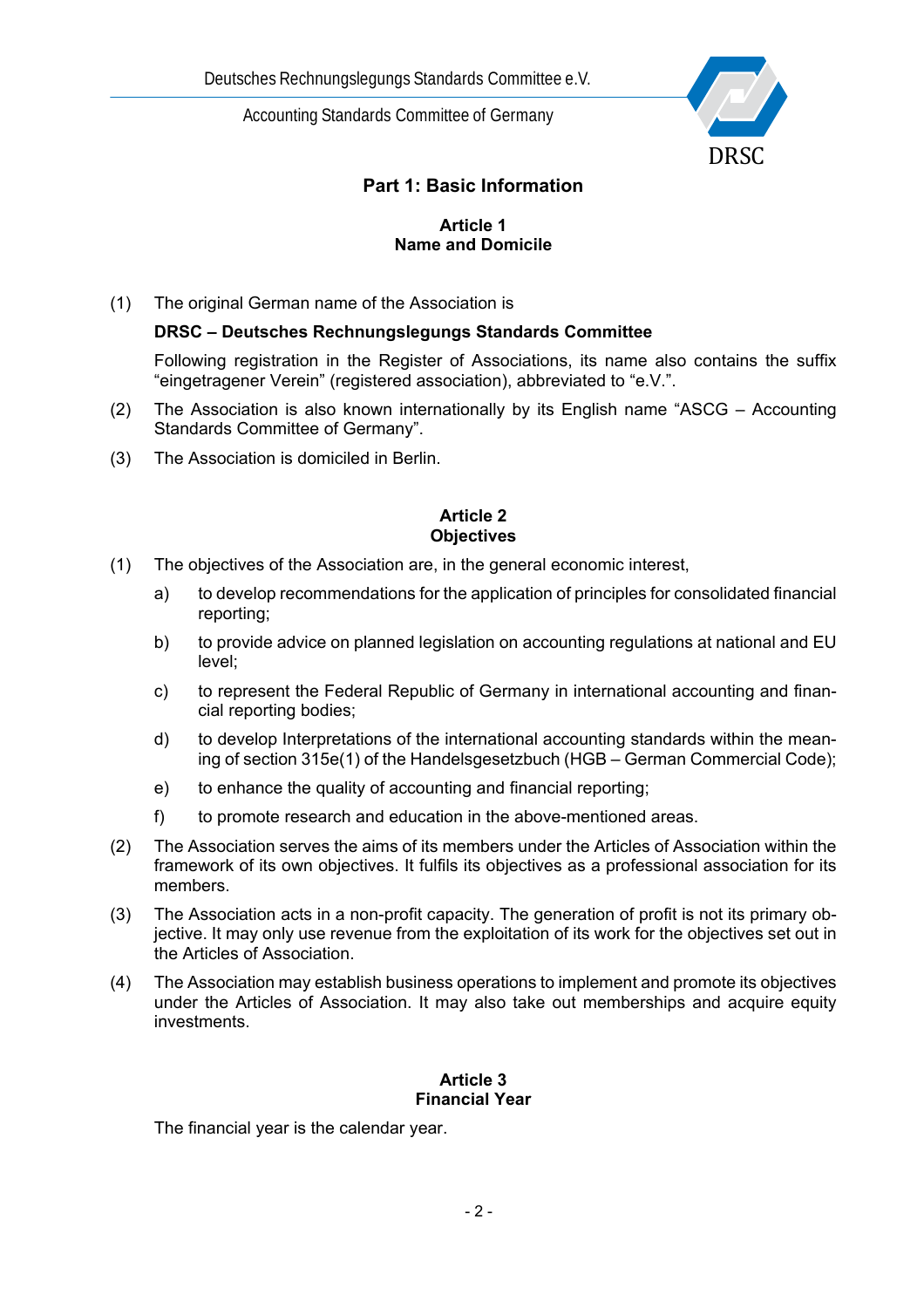## Part 1: Basic Information

### Article 1
### Name and Domicile

(1) The original German name of the Association is

**DRSC – Deutsches Rechnungslegungs Standards Committee**

Following registration in the Register of Associations, its name also contains the suffix “eingetragener Verein” (registered association), abbreviated to “e.V.”.

(2) The Association is also known internationally by its English name “ASCG – Accounting Standards Committee of Germany”.

(3) The Association is domiciled in Berlin.

### Article 2
### Objectives

(1) The objectives of the Association are, in the general economic interest,

a) to develop recommendations for the application of principles for consolidated financial reporting;

b) to provide advice on planned legislation on accounting regulations at national and EU level;

c) to represent the Federal Republic of Germany in international accounting and financial reporting bodies;

d) to develop Interpretations of the international accounting standards within the meaning of section 315e(1) of the Handelsgesetzbuch (HGB – German Commercial Code);

e) to enhance the quality of accounting and financial reporting;

f) to promote research and education in the above-mentioned areas.

(2) The Association serves the aims of its members under the Articles of Association within the framework of its own objectives. It fulfils its objectives as a professional association for its members.

(3) The Association acts in a non-profit capacity. The generation of profit is not its primary objective. It may only use revenue from the exploitation of its work for the objectives set out in the Articles of Association.

(4) The Association may establish business operations to implement and promote its objectives under the Articles of Association. It may also take out memberships and acquire equity investments.

### Article 3
### Financial Year

The financial year is the calendar year.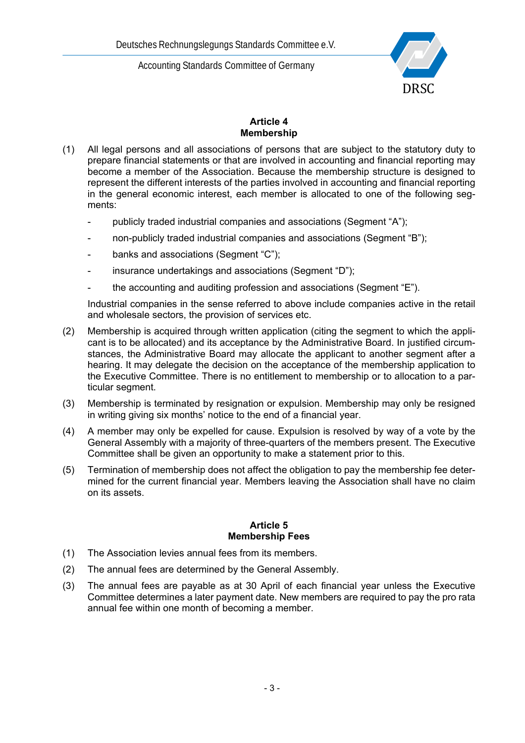## Article 4
## Membership

(1) All legal persons and all associations of persons that are subject to the statutory duty to prepare financial statements or that are involved in accounting and financial reporting may become a member of the Association. Because the membership structure is designed to represent the different interests of the parties involved in accounting and financial reporting in the general economic interest, each member is allocated to one of the following segments:

- publicly traded industrial companies and associations (Segment "A");
- non-publicly traded industrial companies and associations (Segment "B");
- banks and associations (Segment "C");
- insurance undertakings and associations (Segment "D");
- the accounting and auditing profession and associations (Segment "E").

Industrial companies in the sense referred to above include companies active in the retail and wholesale sectors, the provision of services etc.

(2) Membership is acquired through written application (citing the segment to which the applicant is to be allocated) and its acceptance by the Administrative Board. In justified circumstances, the Administrative Board may allocate the applicant to another segment after a hearing. It may delegate the decision on the acceptance of the membership application to the Executive Committee. There is no entitlement to membership or to allocation to a particular segment.

(3) Membership is terminated by resignation or expulsion. Membership may only be resigned in writing giving six months' notice to the end of a financial year.

(4) A member may only be expelled for cause. Expulsion is resolved by way of a vote by the General Assembly with a majority of three-quarters of the members present. The Executive Committee shall be given an opportunity to make a statement prior to this.

(5) Termination of membership does not affect the obligation to pay the membership fee determined for the current financial year. Members leaving the Association shall have no claim on its assets.

## Article 5
## Membership Fees

(1) The Association levies annual fees from its members.

(2) The annual fees are determined by the General Assembly.

(3) The annual fees are payable as at 30 April of each financial year unless the Executive Committee determines a later payment date. New members are required to pay the pro rata annual fee within one month of becoming a member.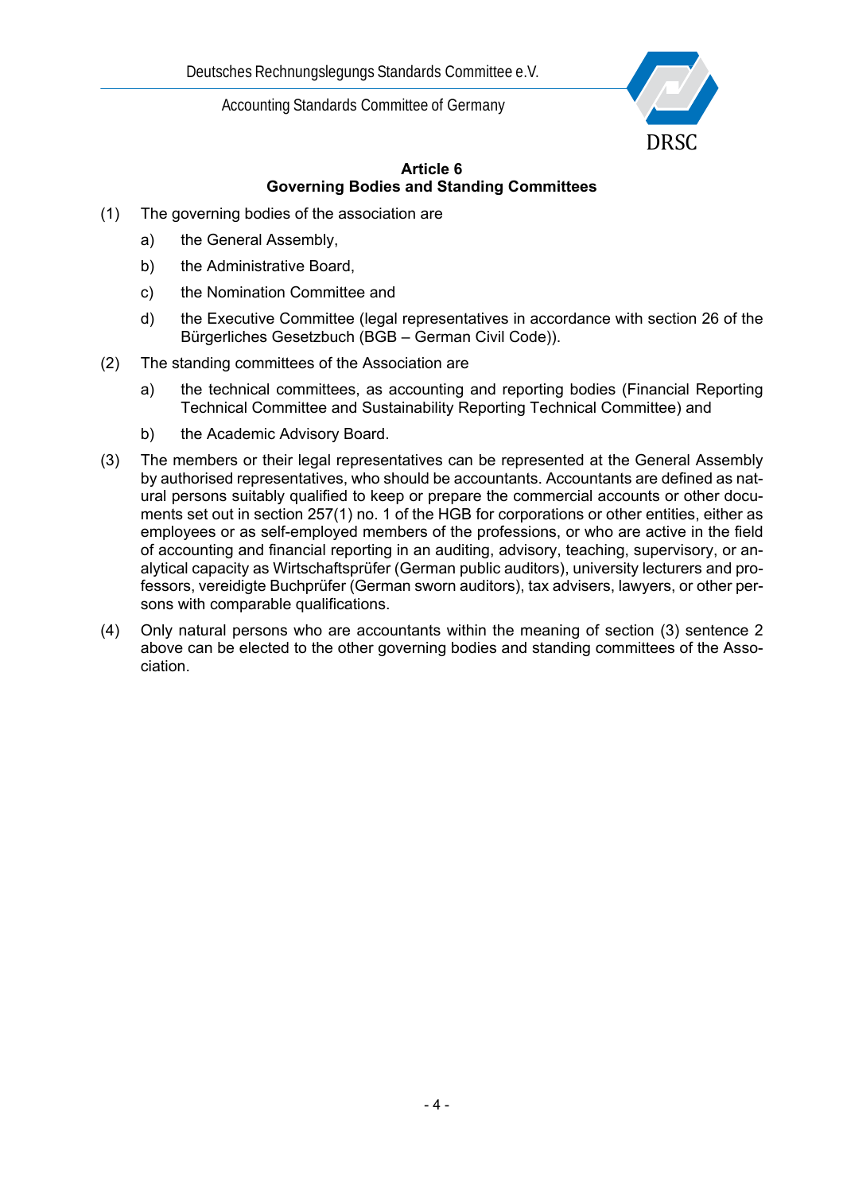## Article 6
## Governing Bodies and Standing Committees

(1) The governing bodies of the association are

a) the General Assembly,

b) the Administrative Board,

c) the Nomination Committee and

d) the Executive Committee (legal representatives in accordance with section 26 of the Bürgerliches Gesetzbuch (BGB – German Civil Code)).

(2) The standing committees of the Association are

a) the technical committees, as accounting and reporting bodies (Financial Reporting Technical Committee and Sustainability Reporting Technical Committee) and

b) the Academic Advisory Board.

(3) The members or their legal representatives can be represented at the General Assembly by authorised representatives, who should be accountants. Accountants are defined as natural persons suitably qualified to keep or prepare the commercial accounts or other documents set out in section 257(1) no. 1 of the HGB for corporations or other entities, either as employees or as self-employed members of the professions, or who are active in the field of accounting and financial reporting in an auditing, advisory, teaching, supervisory, or analytical capacity as Wirtschaftsprüfer (German public auditors), university lecturers and professors, vereidigte Buchprüfer (German sworn auditors), tax advisers, lawyers, or other persons with comparable qualifications.

(4) Only natural persons who are accountants within the meaning of section (3) sentence 2 above can be elected to the other governing bodies and standing committees of the Association.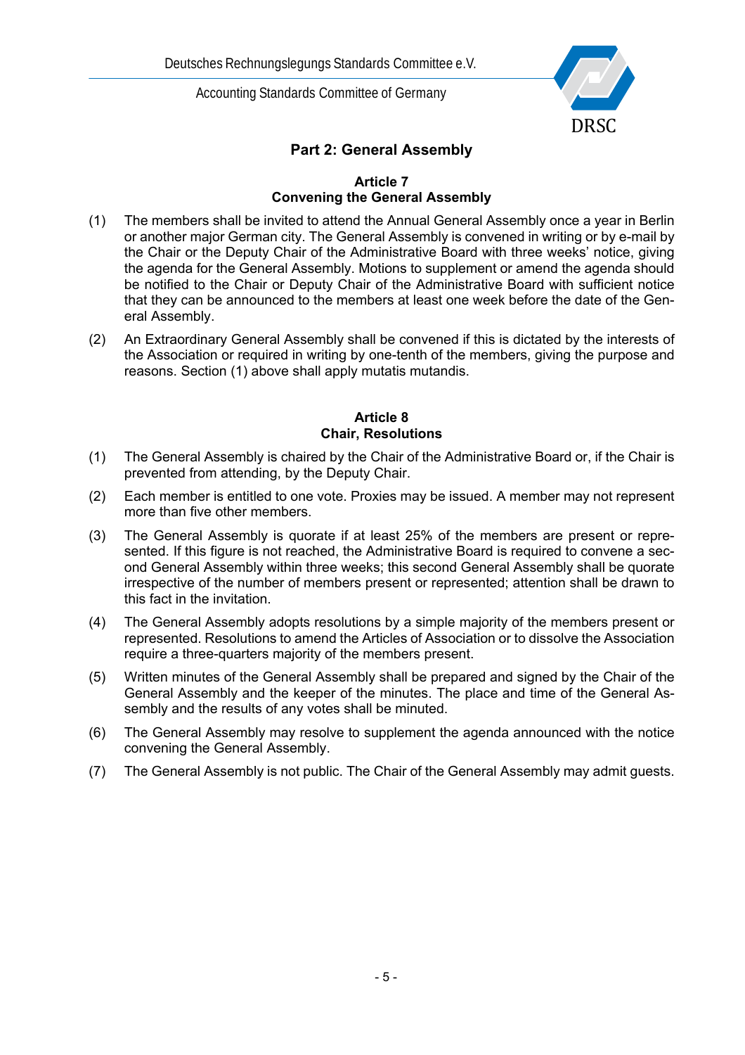## Part 2: General Assembly

### Article 7
### Convening the General Assembly

(1) The members shall be invited to attend the Annual General Assembly once a year in Berlin or another major German city. The General Assembly is convened in writing or by e-mail by the Chair or the Deputy Chair of the Administrative Board with three weeks' notice, giving the agenda for the General Assembly. Motions to supplement or amend the agenda should be notified to the Chair or Deputy Chair of the Administrative Board with sufficient notice that they can be announced to the members at least one week before the date of the General Assembly.

(2) An Extraordinary General Assembly shall be convened if this is dictated by the interests of the Association or required in writing by one-tenth of the members, giving the purpose and reasons. Section (1) above shall apply mutatis mutandis.

### Article 8
### Chair, Resolutions

(1) The General Assembly is chaired by the Chair of the Administrative Board or, if the Chair is prevented from attending, by the Deputy Chair.

(2) Each member is entitled to one vote. Proxies may be issued. A member may not represent more than five other members.

(3) The General Assembly is quorate if at least 25% of the members are present or represented. If this figure is not reached, the Administrative Board is required to convene a second General Assembly within three weeks; this second General Assembly shall be quorate irrespective of the number of members present or represented; attention shall be drawn to this fact in the invitation.

(4) The General Assembly adopts resolutions by a simple majority of the members present or represented. Resolutions to amend the Articles of Association or to dissolve the Association require a three-quarters majority of the members present.

(5) Written minutes of the General Assembly shall be prepared and signed by the Chair of the General Assembly and the keeper of the minutes. The place and time of the General Assembly and the results of any votes shall be minuted.

(6) The General Assembly may resolve to supplement the agenda announced with the notice convening the General Assembly.

(7) The General Assembly is not public. The Chair of the General Assembly may admit guests.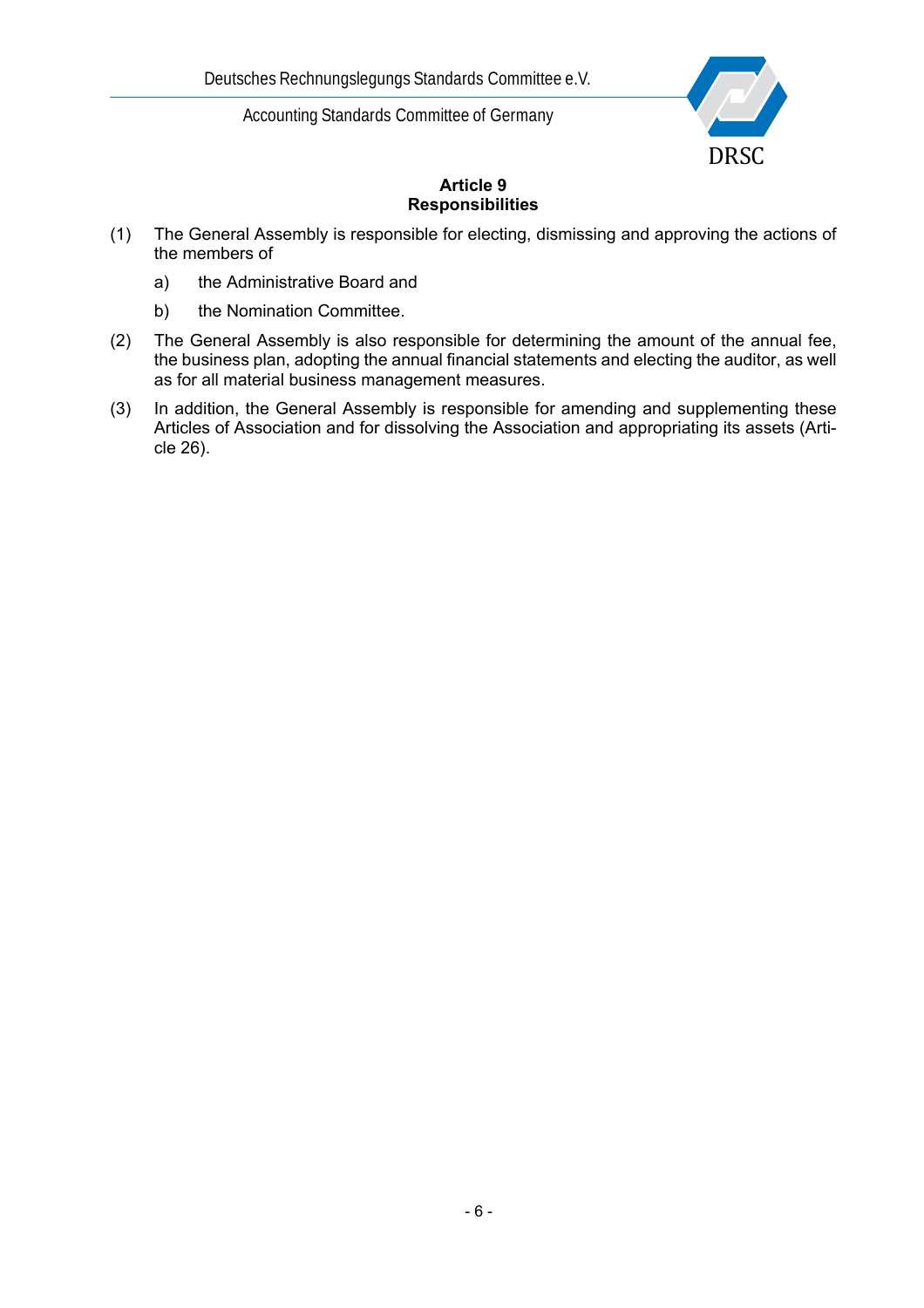## Article 9
## Responsibilities

(1) The General Assembly is responsible for electing, dismissing and approving the actions of the members of

   a) the Administrative Board and

   b) the Nomination Committee.

(2) The General Assembly is also responsible for determining the amount of the annual fee, the business plan, adopting the annual financial statements and electing the auditor, as well as for all material business management measures.

(3) In addition, the General Assembly is responsible for amending and supplementing these Articles of Association and for dissolving the Association and appropriating its assets (Article 26).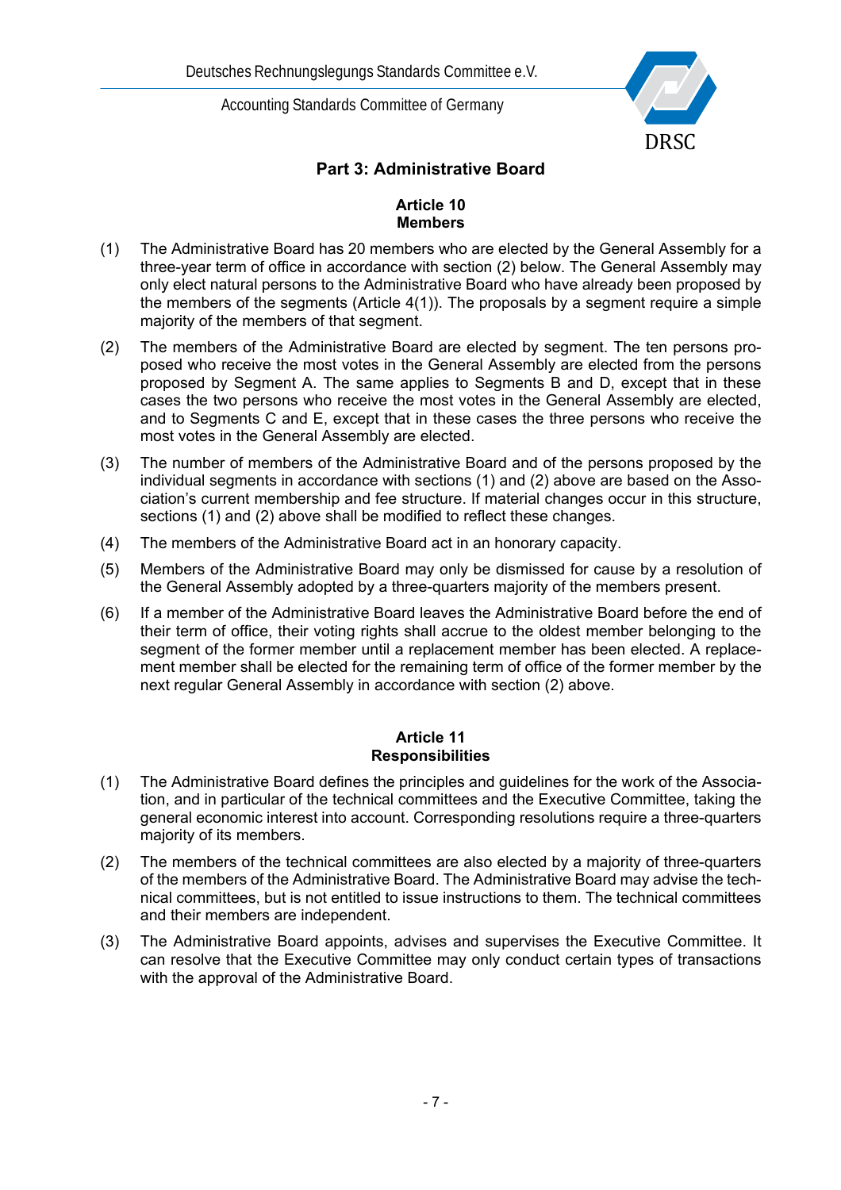## Part 3: Administrative Board

### Article 10
### Members

(1) The Administrative Board has 20 members who are elected by the General Assembly for a three-year term of office in accordance with section (2) below. The General Assembly may only elect natural persons to the Administrative Board who have already been proposed by the members of the segments (Article 4(1)). The proposals by a segment require a simple majority of the members of that segment.

(2) The members of the Administrative Board are elected by segment. The ten persons proposed who receive the most votes in the General Assembly are elected from the persons proposed by Segment A. The same applies to Segments B and D, except that in these cases the two persons who receive the most votes in the General Assembly are elected, and to Segments C and E, except that in these cases the three persons who receive the most votes in the General Assembly are elected.

(3) The number of members of the Administrative Board and of the persons proposed by the individual segments in accordance with sections (1) and (2) above are based on the Association's current membership and fee structure. If material changes occur in this structure, sections (1) and (2) above shall be modified to reflect these changes.

(4) The members of the Administrative Board act in an honorary capacity.

(5) Members of the Administrative Board may only be dismissed for cause by a resolution of the General Assembly adopted by a three-quarters majority of the members present.

(6) If a member of the Administrative Board leaves the Administrative Board before the end of their term of office, their voting rights shall accrue to the oldest member belonging to the segment of the former member until a replacement member has been elected. A replacement member shall be elected for the remaining term of office of the former member by the next regular General Assembly in accordance with section (2) above.

### Article 11
### Responsibilities

(1) The Administrative Board defines the principles and guidelines for the work of the Association, and in particular of the technical committees and the Executive Committee, taking the general economic interest into account. Corresponding resolutions require a three-quarters majority of its members.

(2) The members of the technical committees are also elected by a majority of three-quarters of the members of the Administrative Board. The Administrative Board may advise the technical committees, but is not entitled to issue instructions to them. The technical committees and their members are independent.

(3) The Administrative Board appoints, advises and supervises the Executive Committee. It can resolve that the Executive Committee may only conduct certain types of transactions with the approval of the Administrative Board.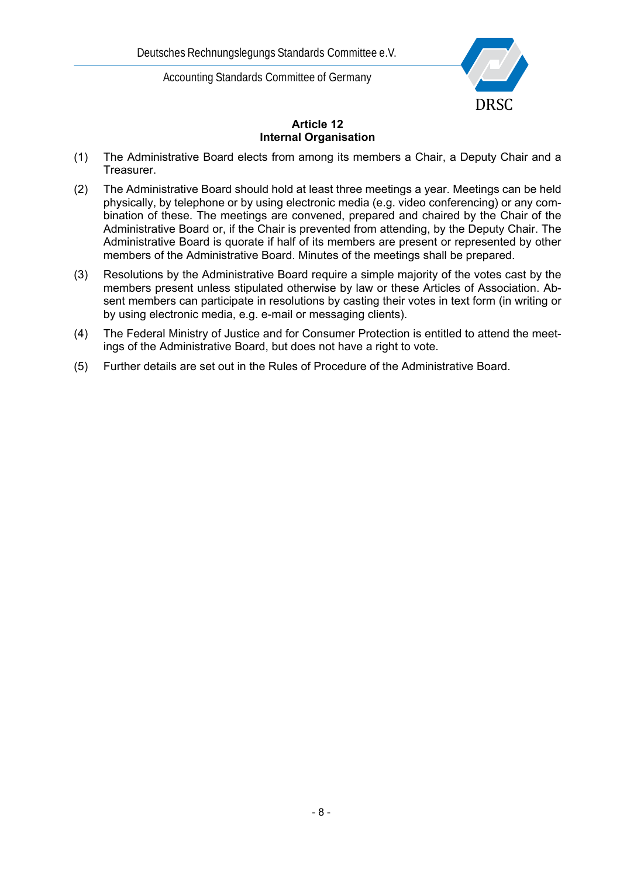## Article 12
## Internal Organisation

(1) The Administrative Board elects from among its members a Chair, a Deputy Chair and a Treasurer.

(2) The Administrative Board should hold at least three meetings a year. Meetings can be held physically, by telephone or by using electronic media (e.g. video conferencing) or any combination of these. The meetings are convened, prepared and chaired by the Chair of the Administrative Board or, if the Chair is prevented from attending, by the Deputy Chair. The Administrative Board is quorate if half of its members are present or represented by other members of the Administrative Board. Minutes of the meetings shall be prepared.

(3) Resolutions by the Administrative Board require a simple majority of the votes cast by the members present unless stipulated otherwise by law or these Articles of Association. Absent members can participate in resolutions by casting their votes in text form (in writing or by using electronic media, e.g. e-mail or messaging clients).

(4) The Federal Ministry of Justice and for Consumer Protection is entitled to attend the meetings of the Administrative Board, but does not have a right to vote.

(5) Further details are set out in the Rules of Procedure of the Administrative Board.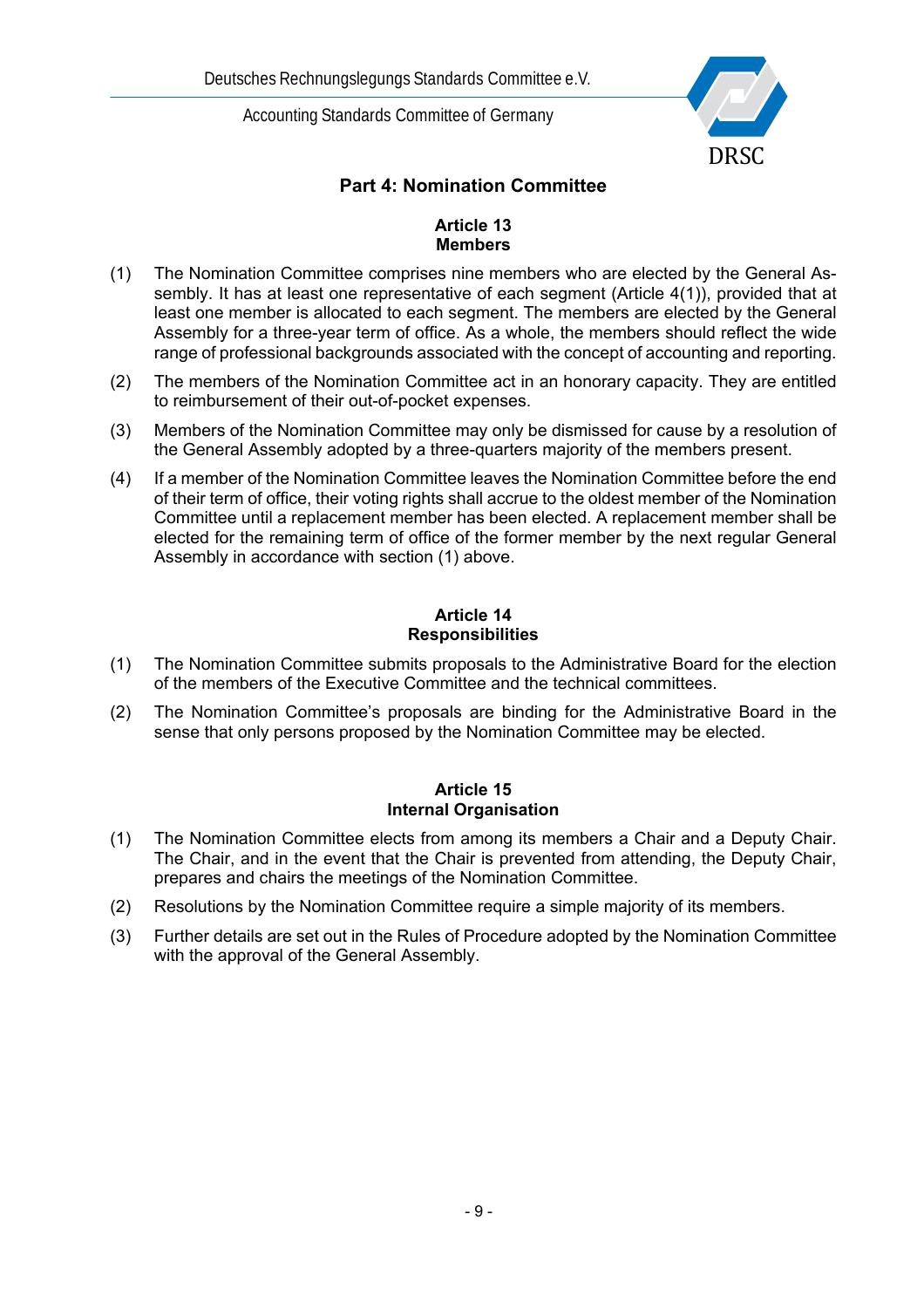## Part 4: Nomination Committee

### Article 13
### Members

(1) The Nomination Committee comprises nine members who are elected by the General Assembly. It has at least one representative of each segment (Article 4(1)), provided that at least one member is allocated to each segment. The members are elected by the General Assembly for a three-year term of office. As a whole, the members should reflect the wide range of professional backgrounds associated with the concept of accounting and reporting.

(2) The members of the Nomination Committee act in an honorary capacity. They are entitled to reimbursement of their out-of-pocket expenses.

(3) Members of the Nomination Committee may only be dismissed for cause by a resolution of the General Assembly adopted by a three-quarters majority of the members present.

(4) If a member of the Nomination Committee leaves the Nomination Committee before the end of their term of office, their voting rights shall accrue to the oldest member of the Nomination Committee until a replacement member has been elected. A replacement member shall be elected for the remaining term of office of the former member by the next regular General Assembly in accordance with section (1) above.

### Article 14
### Responsibilities

(1) The Nomination Committee submits proposals to the Administrative Board for the election of the members of the Executive Committee and the technical committees.

(2) The Nomination Committee's proposals are binding for the Administrative Board in the sense that only persons proposed by the Nomination Committee may be elected.

### Article 15
### Internal Organisation

(1) The Nomination Committee elects from among its members a Chair and a Deputy Chair. The Chair, and in the event that the Chair is prevented from attending, the Deputy Chair, prepares and chairs the meetings of the Nomination Committee.

(2) Resolutions by the Nomination Committee require a simple majority of its members.

(3) Further details are set out in the Rules of Procedure adopted by the Nomination Committee with the approval of the General Assembly.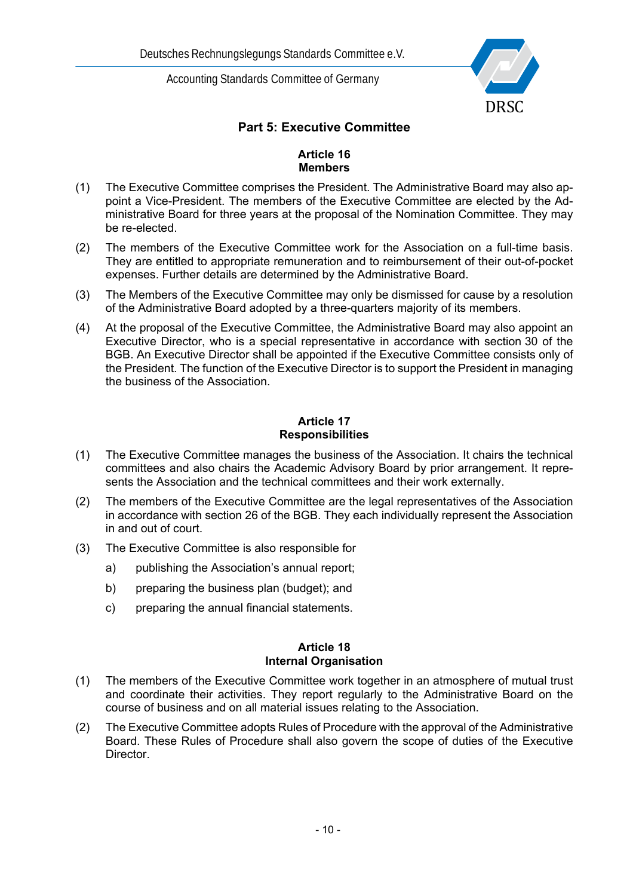## Part 5: Executive Committee

### Article 16
### Members

(1) The Executive Committee comprises the President. The Administrative Board may also appoint a Vice-President. The members of the Executive Committee are elected by the Administrative Board for three years at the proposal of the Nomination Committee. They may be re-elected.

(2) The members of the Executive Committee work for the Association on a full-time basis. They are entitled to appropriate remuneration and to reimbursement of their out-of-pocket expenses. Further details are determined by the Administrative Board.

(3) The Members of the Executive Committee may only be dismissed for cause by a resolution of the Administrative Board adopted by a three-quarters majority of its members.

(4) At the proposal of the Executive Committee, the Administrative Board may also appoint an Executive Director, who is a special representative in accordance with section 30 of the BGB. An Executive Director shall be appointed if the Executive Committee consists only of the President. The function of the Executive Director is to support the President in managing the business of the Association.

### Article 17
### Responsibilities

(1) The Executive Committee manages the business of the Association. It chairs the technical committees and also chairs the Academic Advisory Board by prior arrangement. It represents the Association and the technical committees and their work externally.

(2) The members of the Executive Committee are the legal representatives of the Association in accordance with section 26 of the BGB. They each individually represent the Association in and out of court.

(3) The Executive Committee is also responsible for

   a) publishing the Association's annual report;

   b) preparing the business plan (budget); and

   c) preparing the annual financial statements.

### Article 18
### Internal Organisation

(1) The members of the Executive Committee work together in an atmosphere of mutual trust and coordinate their activities. They report regularly to the Administrative Board on the course of business and on all material issues relating to the Association.

(2) The Executive Committee adopts Rules of Procedure with the approval of the Administrative Board. These Rules of Procedure shall also govern the scope of duties of the Executive Director.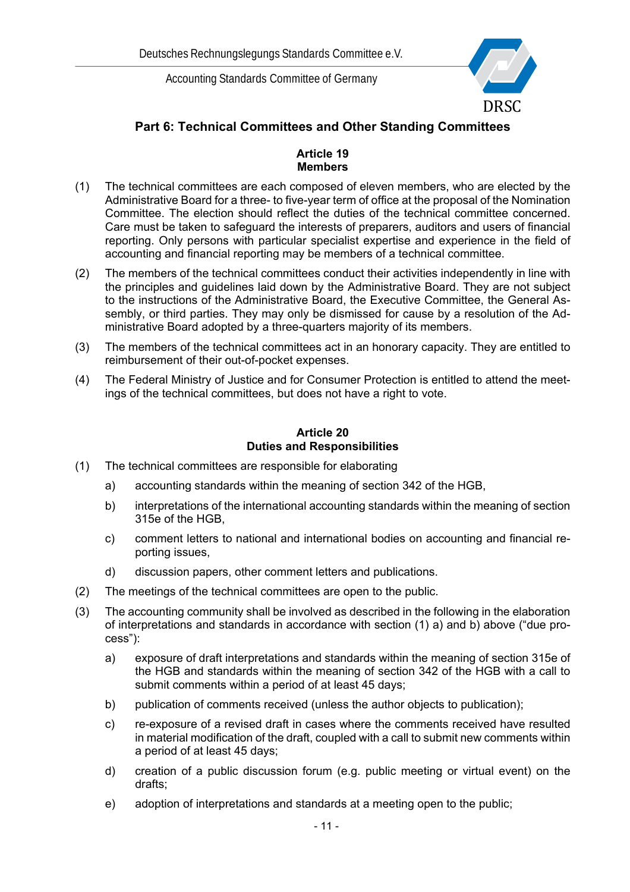## Part 6: Technical Committees and Other Standing Committees

### Article 19
### Members

(1) The technical committees are each composed of eleven members, who are elected by the Administrative Board for a three- to five-year term of office at the proposal of the Nomination Committee. The election should reflect the duties of the technical committee concerned. Care must be taken to safeguard the interests of preparers, auditors and users of financial reporting. Only persons with particular specialist expertise and experience in the field of accounting and financial reporting may be members of a technical committee.

(2) The members of the technical committees conduct their activities independently in line with the principles and guidelines laid down by the Administrative Board. They are not subject to the instructions of the Administrative Board, the Executive Committee, the General Assembly, or third parties. They may only be dismissed for cause by a resolution of the Administrative Board adopted by a three-quarters majority of its members.

(3) The members of the technical committees act in an honorary capacity. They are entitled to reimbursement of their out-of-pocket expenses.

(4) The Federal Ministry of Justice and for Consumer Protection is entitled to attend the meetings of the technical committees, but does not have a right to vote.

### Article 20
### Duties and Responsibilities

(1) The technical committees are responsible for elaborating

a) accounting standards within the meaning of section 342 of the HGB,

b) interpretations of the international accounting standards within the meaning of section 315e of the HGB,

c) comment letters to national and international bodies on accounting and financial reporting issues,

d) discussion papers, other comment letters and publications.

(2) The meetings of the technical committees are open to the public.

(3) The accounting community shall be involved as described in the following in the elaboration of interpretations and standards in accordance with section (1) a) and b) above ("due process"):

a) exposure of draft interpretations and standards within the meaning of section 315e of the HGB and standards within the meaning of section 342 of the HGB with a call to submit comments within a period of at least 45 days;

b) publication of comments received (unless the author objects to publication);

c) re-exposure of a revised draft in cases where the comments received have resulted in material modification of the draft, coupled with a call to submit new comments within a period of at least 45 days;

d) creation of a public discussion forum (e.g. public meeting or virtual event) on the drafts;

e) adoption of interpretations and standards at a meeting open to the public;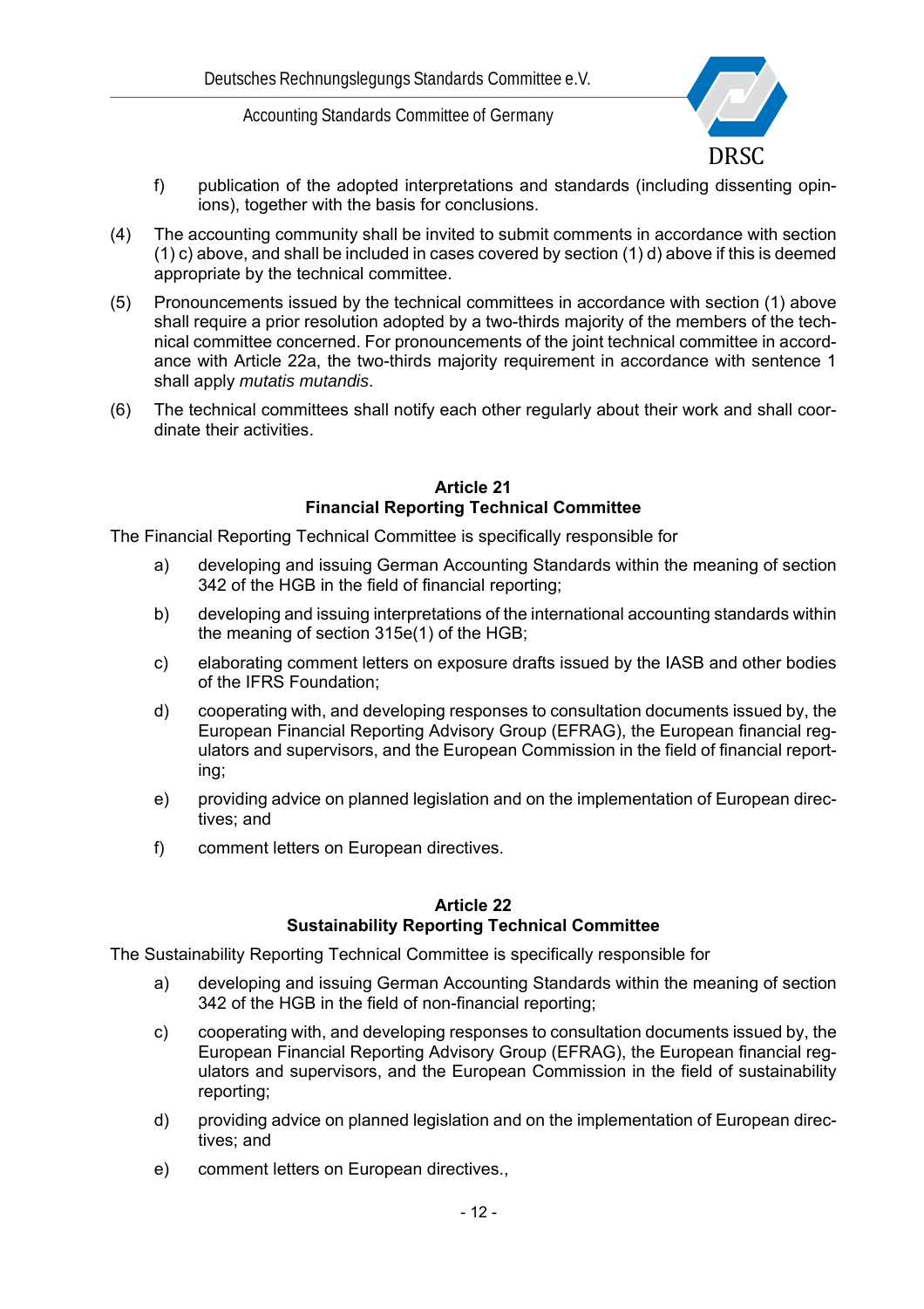f) publication of the adopted interpretations and standards (including dissenting opinions), together with the basis for conclusions.

(4) The accounting community shall be invited to submit comments in accordance with section (1) c) above, and shall be included in cases covered by section (1) d) above if this is deemed appropriate by the technical committee.

(5) Pronouncements issued by the technical committees in accordance with section (1) above shall require a prior resolution adopted by a two-thirds majority of the members of the technical committee concerned. For pronouncements of the joint technical committee in accordance with Article 22a, the two-thirds majority requirement in accordance with sentence 1 shall apply *mutatis mutandis*.

(6) The technical committees shall notify each other regularly about their work and shall coordinate their activities.

## Article 21
## Financial Reporting Technical Committee

The Financial Reporting Technical Committee is specifically responsible for

a) developing and issuing German Accounting Standards within the meaning of section 342 of the HGB in the field of financial reporting;

b) developing and issuing interpretations of the international accounting standards within the meaning of section 315e(1) of the HGB;

c) elaborating comment letters on exposure drafts issued by the IASB and other bodies of the IFRS Foundation;

d) cooperating with, and developing responses to consultation documents issued by, the European Financial Reporting Advisory Group (EFRAG), the European financial regulators and supervisors, and the European Commission in the field of financial reporting;

e) providing advice on planned legislation and on the implementation of European directives; and

f) comment letters on European directives.

## Article 22
## Sustainability Reporting Technical Committee

The Sustainability Reporting Technical Committee is specifically responsible for

a) developing and issuing German Accounting Standards within the meaning of section 342 of the HGB in the field of non-financial reporting;

c) cooperating with, and developing responses to consultation documents issued by, the European Financial Reporting Advisory Group (EFRAG), the European financial regulators and supervisors, and the European Commission in the field of sustainability reporting;

d) providing advice on planned legislation and on the implementation of European directives; and

e) comment letters on European directives.,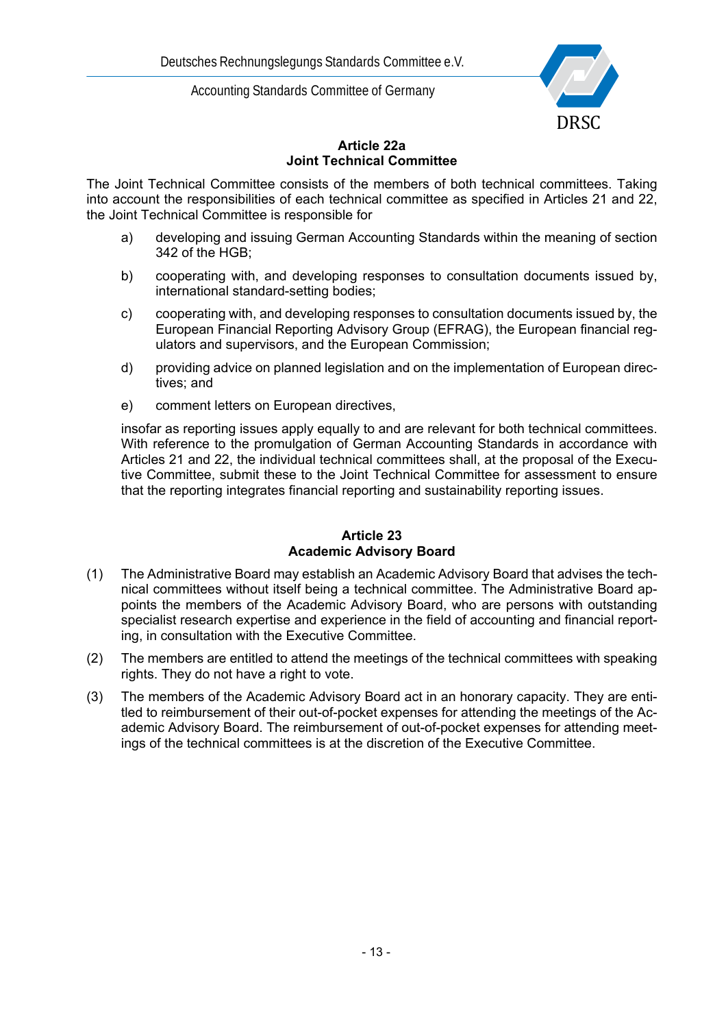## Article 22a
## Joint Technical Committee

The Joint Technical Committee consists of the members of both technical committees. Taking into account the responsibilities of each technical committee as specified in Articles 21 and 22, the Joint Technical Committee is responsible for

a) developing and issuing German Accounting Standards within the meaning of section 342 of the HGB;

b) cooperating with, and developing responses to consultation documents issued by, international standard-setting bodies;

c) cooperating with, and developing responses to consultation documents issued by, the European Financial Reporting Advisory Group (EFRAG), the European financial regulators and supervisors, and the European Commission;

d) providing advice on planned legislation and on the implementation of European directives; and

e) comment letters on European directives,

insofar as reporting issues apply equally to and are relevant for both technical committees. With reference to the promulgation of German Accounting Standards in accordance with Articles 21 and 22, the individual technical committees shall, at the proposal of the Executive Committee, submit these to the Joint Technical Committee for assessment to ensure that the reporting integrates financial reporting and sustainability reporting issues.

## Article 23
## Academic Advisory Board

(1) The Administrative Board may establish an Academic Advisory Board that advises the technical committees without itself being a technical committee. The Administrative Board appoints the members of the Academic Advisory Board, who are persons with outstanding specialist research expertise and experience in the field of accounting and financial reporting, in consultation with the Executive Committee.

(2) The members are entitled to attend the meetings of the technical committees with speaking rights. They do not have a right to vote.

(3) The members of the Academic Advisory Board act in an honorary capacity. They are entitled to reimbursement of their out-of-pocket expenses for attending the meetings of the Academic Advisory Board. The reimbursement of out-of-pocket expenses for attending meetings of the technical committees is at the discretion of the Executive Committee.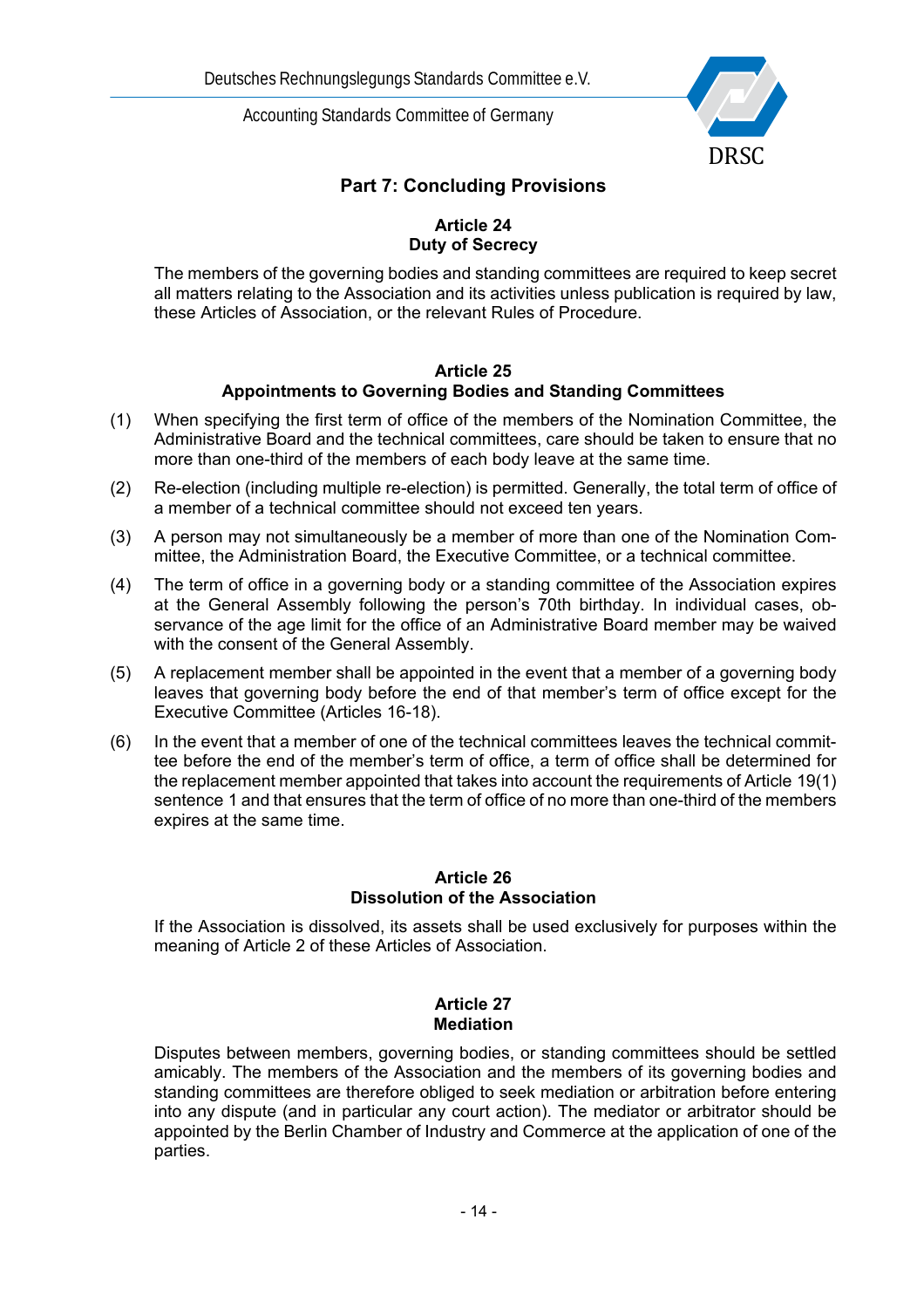## Part 7: Concluding Provisions

### Article 24
### Duty of Secrecy

The members of the governing bodies and standing committees are required to keep secret all matters relating to the Association and its activities unless publication is required by law, these Articles of Association, or the relevant Rules of Procedure.

### Article 25
### Appointments to Governing Bodies and Standing Committees

(1) When specifying the first term of office of the members of the Nomination Committee, the Administrative Board and the technical committees, care should be taken to ensure that no more than one-third of the members of each body leave at the same time.

(2) Re-election (including multiple re-election) is permitted. Generally, the total term of office of a member of a technical committee should not exceed ten years.

(3) A person may not simultaneously be a member of more than one of the Nomination Committee, the Administration Board, the Executive Committee, or a technical committee.

(4) The term of office in a governing body or a standing committee of the Association expires at the General Assembly following the person's 70th birthday. In individual cases, observance of the age limit for the office of an Administrative Board member may be waived with the consent of the General Assembly.

(5) A replacement member shall be appointed in the event that a member of a governing body leaves that governing body before the end of that member's term of office except for the Executive Committee (Articles 16-18).

(6) In the event that a member of one of the technical committees leaves the technical committee before the end of the member's term of office, a term of office shall be determined for the replacement member appointed that takes into account the requirements of Article 19(1) sentence 1 and that ensures that the term of office of no more than one-third of the members expires at the same time.

### Article 26
### Dissolution of the Association

If the Association is dissolved, its assets shall be used exclusively for purposes within the meaning of Article 2 of these Articles of Association.

### Article 27
### Mediation

Disputes between members, governing bodies, or standing committees should be settled amicably. The members of the Association and the members of its governing bodies and standing committees are therefore obliged to seek mediation or arbitration before entering into any dispute (and in particular any court action). The mediator or arbitrator should be appointed by the Berlin Chamber of Industry and Commerce at the application of one of the parties.